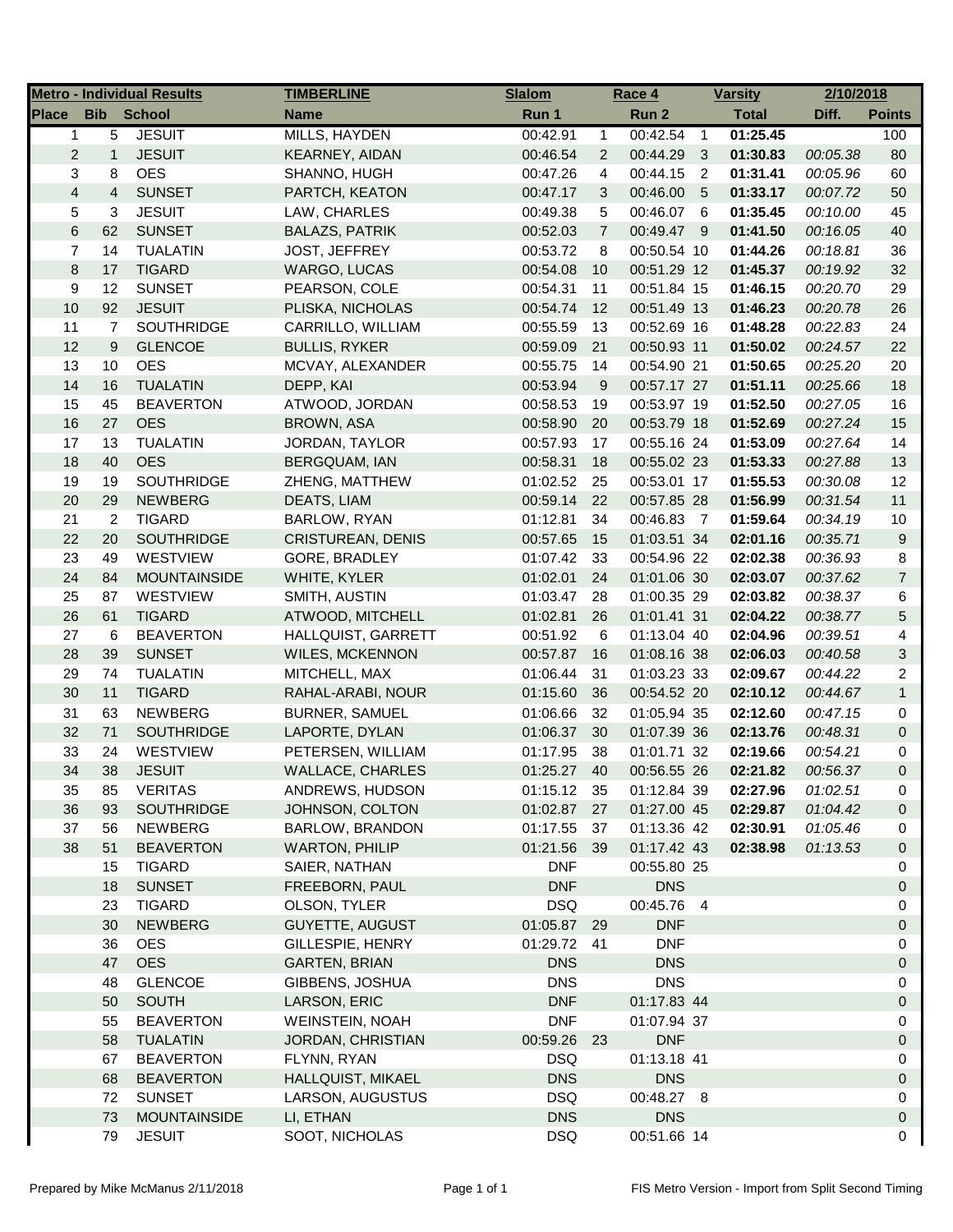| Metro - Individual Results | | | TIMBERLINE | Slalom | | Race 4 | | Varsity | 2/10/2018 | |
|---|---|---|---|---|---|---|---|---|---|---|
| Place | Bib | School | Name | Run 1 | | Run 2 | | Total | Diff. | Points |
| 1 | 5 | JESUIT | MILLS, HAYDEN | 00:42.91 | 1 | 00:42.54 | 1 | **01:25.45** | | 100 |
| 2 | 1 | JESUIT | KEARNEY, AIDAN | 00:46.54 | 2 | 00:44.29 | 3 | **01:30.83** | *00:05.38* | 80 |
| 3 | 8 | OES | SHANNO, HUGH | 00:47.26 | 4 | 00:44.15 | 2 | **01:31.41** | *00:05.96* | 60 |
| 4 | 4 | SUNSET | PARTCH, KEATON | 00:47.17 | 3 | 00:46.00 | 5 | **01:33.17** | *00:07.72* | 50 |
| 5 | 3 | JESUIT | LAW, CHARLES | 00:49.38 | 5 | 00:46.07 | 6 | **01:35.45** | *00:10.00* | 45 |
| 6 | 62 | SUNSET | BALAZS, PATRIK | 00:52.03 | 7 | 00:49.47 | 9 | **01:41.50** | *00:16.05* | 40 |
| 7 | 14 | TUALATIN | JOST, JEFFREY | 00:53.72 | 8 | 00:50.54 | 10 | **01:44.26** | *00:18.81* | 36 |
| 8 | 17 | TIGARD | WARGO, LUCAS | 00:54.08 | 10 | 00:51.29 | 12 | **01:45.37** | *00:19.92* | 32 |
| 9 | 12 | SUNSET | PEARSON, COLE | 00:54.31 | 11 | 00:51.84 | 15 | **01:46.15** | *00:20.70* | 29 |
| 10 | 92 | JESUIT | PLISKA, NICHOLAS | 00:54.74 | 12 | 00:51.49 | 13 | **01:46.23** | *00:20.78* | 26 |
| 11 | 7 | SOUTHRIDGE | CARRILLO, WILLIAM | 00:55.59 | 13 | 00:52.69 | 16 | **01:48.28** | *00:22.83* | 24 |
| 12 | 9 | GLENCOE | BULLIS, RYKER | 00:59.09 | 21 | 00:50.93 | 11 | **01:50.02** | *00:24.57* | 22 |
| 13 | 10 | OES | MCVAY, ALEXANDER | 00:55.75 | 14 | 00:54.90 | 21 | **01:50.65** | *00:25.20* | 20 |
| 14 | 16 | TUALATIN | DEPP, KAI | 00:53.94 | 9 | 00:57.17 | 27 | **01:51.11** | *00:25.66* | 18 |
| 15 | 45 | BEAVERTON | ATWOOD, JORDAN | 00:58.53 | 19 | 00:53.97 | 19 | **01:52.50** | *00:27.05* | 16 |
| 16 | 27 | OES | BROWN, ASA | 00:58.90 | 20 | 00:53.79 | 18 | **01:52.69** | *00:27.24* | 15 |
| 17 | 13 | TUALATIN | JORDAN, TAYLOR | 00:57.93 | 17 | 00:55.16 | 24 | **01:53.09** | *00:27.64* | 14 |
| 18 | 40 | OES | BERGQUAM, IAN | 00:58.31 | 18 | 00:55.02 | 23 | **01:53.33** | *00:27.88* | 13 |
| 19 | 19 | SOUTHRIDGE | ZHENG, MATTHEW | 01:02.52 | 25 | 00:53.01 | 17 | **01:55.53** | *00:30.08* | 12 |
| 20 | 29 | NEWBERG | DEATS, LIAM | 00:59.14 | 22 | 00:57.85 | 28 | **01:56.99** | *00:31.54* | 11 |
| 21 | 2 | TIGARD | BARLOW, RYAN | 01:12.81 | 34 | 00:46.83 | 7 | **01:59.64** | *00:34.19* | 10 |
| 22 | 20 | SOUTHRIDGE | CRISTUREAN, DENIS | 00:57.65 | 15 | 01:03.51 | 34 | **02:01.16** | *00:35.71* | 9 |
| 23 | 49 | WESTVIEW | GORE, BRADLEY | 01:07.42 | 33 | 00:54.96 | 22 | **02:02.38** | *00:36.93* | 8 |
| 24 | 84 | MOUNTAINSIDE | WHITE, KYLER | 01:02.01 | 24 | 01:01.06 | 30 | **02:03.07** | *00:37.62* | 7 |
| 25 | 87 | WESTVIEW | SMITH, AUSTIN | 01:03.47 | 28 | 01:00.35 | 29 | **02:03.82** | *00:38.37* | 6 |
| 26 | 61 | TIGARD | ATWOOD, MITCHELL | 01:02.81 | 26 | 01:01.41 | 31 | **02:04.22** | *00:38.77* | 5 |
| 27 | 6 | BEAVERTON | HALLQUIST, GARRETT | 00:51.92 | 6 | 01:13.04 | 40 | **02:04.96** | *00:39.51* | 4 |
| 28 | 39 | SUNSET | WILES, MCKENNON | 00:57.87 | 16 | 01:08.16 | 38 | **02:06.03** | *00:40.58* | 3 |
| 29 | 74 | TUALATIN | MITCHELL, MAX | 01:06.44 | 31 | 01:03.23 | 33 | **02:09.67** | *00:44.22* | 2 |
| 30 | 11 | TIGARD | RAHAL-ARABI, NOUR | 01:15.60 | 36 | 00:54.52 | 20 | **02:10.12** | *00:44.67* | 1 |
| 31 | 63 | NEWBERG | BURNER, SAMUEL | 01:06.66 | 32 | 01:05.94 | 35 | **02:12.60** | *00:47.15* | 0 |
| 32 | 71 | SOUTHRIDGE | LAPORTE, DYLAN | 01:06.37 | 30 | 01:07.39 | 36 | **02:13.76** | *00:48.31* | 0 |
| 33 | 24 | WESTVIEW | PETERSEN, WILLIAM | 01:17.95 | 38 | 01:01.71 | 32 | **02:19.66** | *00:54.21* | 0 |
| 34 | 38 | JESUIT | WALLACE, CHARLES | 01:25.27 | 40 | 00:56.55 | 26 | **02:21.82** | *00:56.37* | 0 |
| 35 | 85 | VERITAS | ANDREWS, HUDSON | 01:15.12 | 35 | 01:12.84 | 39 | **02:27.96** | *01:02.51* | 0 |
| 36 | 93 | SOUTHRIDGE | JOHNSON, COLTON | 01:02.87 | 27 | 01:27.00 | 45 | **02:29.87** | *01:04.42* | 0 |
| 37 | 56 | NEWBERG | BARLOW, BRANDON | 01:17.55 | 37 | 01:13.36 | 42 | **02:30.91** | *01:05.46* | 0 |
| 38 | 51 | BEAVERTON | WARTON, PHILIP | 01:21.56 | 39 | 01:17.42 | 43 | **02:38.98** | *01:13.53* | 0 |
| | 15 | TIGARD | SAIER, NATHAN | DNF | | 00:55.80 | 25 | | | 0 |
| | 18 | SUNSET | FREEBORN, PAUL | DNF | | DNS | | | | 0 |
| | 23 | TIGARD | OLSON, TYLER | DSQ | | 00:45.76 | 4 | | | 0 |
| | 30 | NEWBERG | GUYETTE, AUGUST | 01:05.87 | 29 | DNF | | | | 0 |
| | 36 | OES | GILLESPIE, HENRY | 01:29.72 | 41 | DNF | | | | 0 |
| | 47 | OES | GARTEN, BRIAN | DNS | | DNS | | | | 0 |
| | 48 | GLENCOE | GIBBENS, JOSHUA | DNS | | DNS | | | | 0 |
| | 50 | SOUTH | LARSON, ERIC | DNF | | 01:17.83 | 44 | | | 0 |
| | 55 | BEAVERTON | WEINSTEIN, NOAH | DNF | | 01:07.94 | 37 | | | 0 |
| | 58 | TUALATIN | JORDAN, CHRISTIAN | 00:59.26 | 23 | DNF | | | | 0 |
| | 67 | BEAVERTON | FLYNN, RYAN | DSQ | | 01:13.18 | 41 | | | 0 |
| | 68 | BEAVERTON | HALLQUIST, MIKAEL | DNS | | DNS | | | | 0 |
| | 72 | SUNSET | LARSON, AUGUSTUS | DSQ | | 00:48.27 | 8 | | | 0 |
| | 73 | MOUNTAINSIDE | LI, ETHAN | DNS | | DNS | | | | 0 |
| | 79 | JESUIT | SOOT, NICHOLAS | DSQ | | 00:51.66 | 14 | | | 0 |

Prepared by Mike McManus 2/11/2018 — FIS Metro Version - Import from Split Second Timing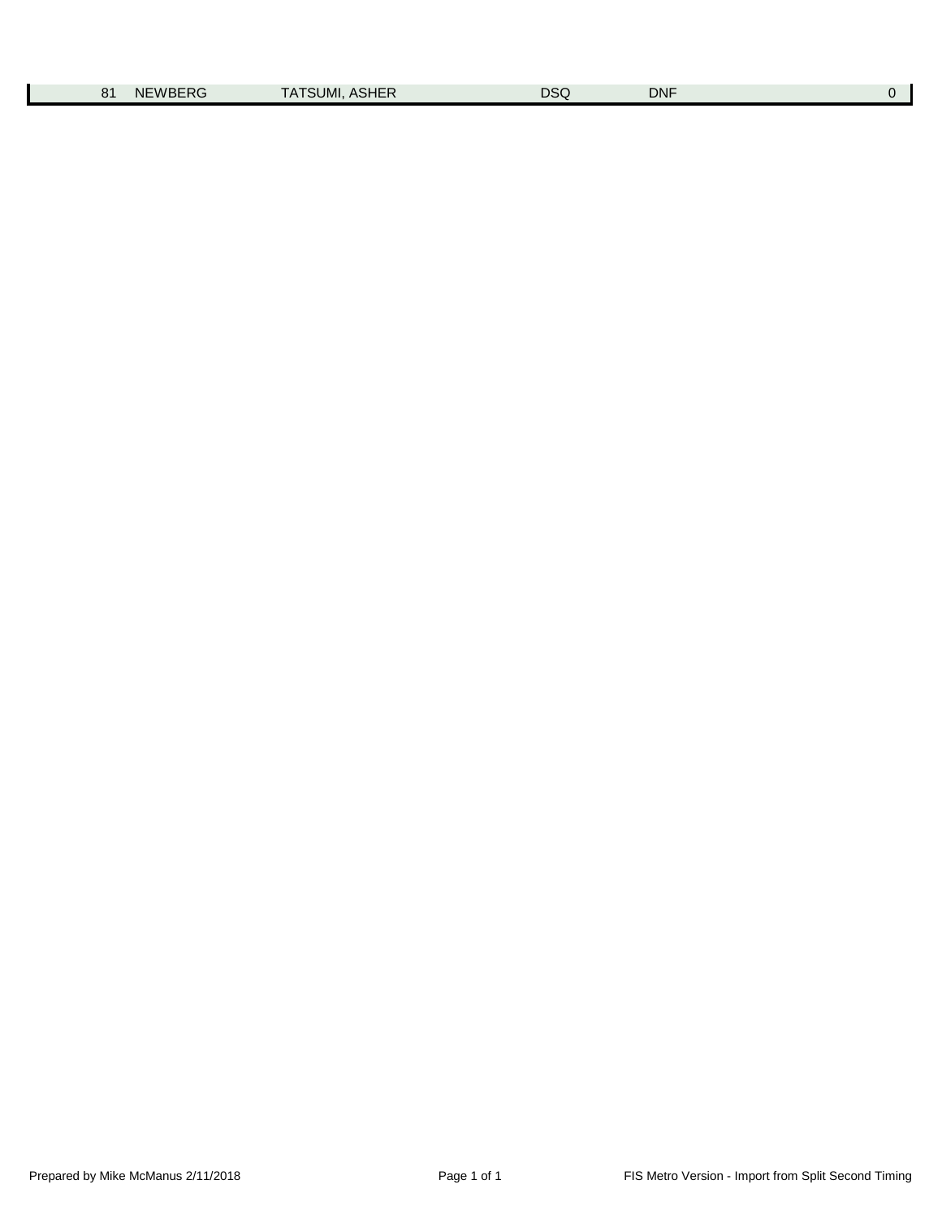| | | | | | |
|---|---|---|---|---|---|
| 81 | NEWBERG | TATSUMI, ASHER | DSQ | DNF | 0 |